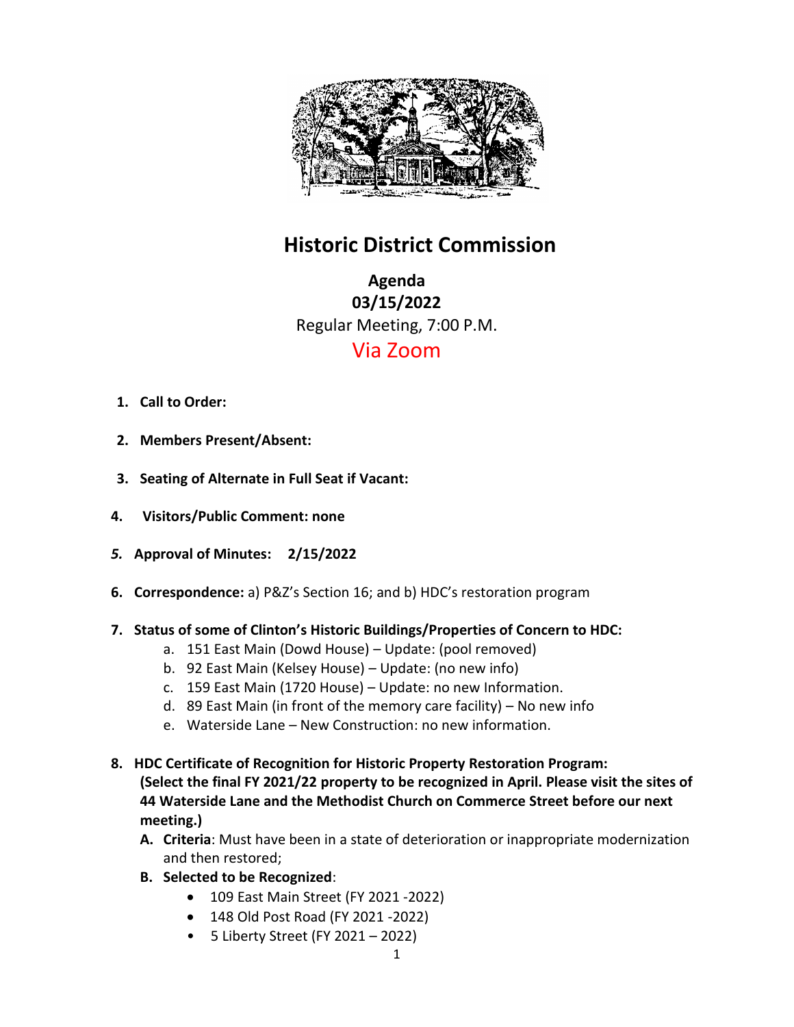# Historic District Commission

**Agenda**
**03/15/2022**
Regular Meeting, 7:00 P.M.
Via Zoom

1. **Call to Order:**
2. **Members Present/Absent:**
3. **Seating of Alternate in Full Seat if Vacant:**
4. **Visitors/Public Comment: none**
5. **Approval of Minutes: 2/15/2022**
6. **Correspondence:** a) P&Z's Section 16; and b) HDC's restoration program
7. **Status of some of Clinton's Historic Buildings/Properties of Concern to HDC:**
    a. 151 East Main (Dowd House) – Update: (pool removed)
    b. 92 East Main (Kelsey House) – Update: (no new info)
    c. 159 East Main (1720 House) – Update: no new Information.
    d. 89 East Main (in front of the memory care facility) – No new info
    e. Waterside Lane – New Construction: no new information.
8. **HDC Certificate of Recognition for Historic Property Restoration Program: (Select the final FY 2021/22 property to be recognized in April. Please visit the sites of 44 Waterside Lane and the Methodist Church on Commerce Street before our next meeting.)**
    A. **Criteria**: Must have been in a state of deterioration or inappropriate modernization and then restored;
    B. **Selected to be Recognized**:
        - 109 East Main Street (FY 2021 -2022)
        - 148 Old Post Road (FY 2021 -2022)
        - 5 Liberty Street (FY 2021 – 2022)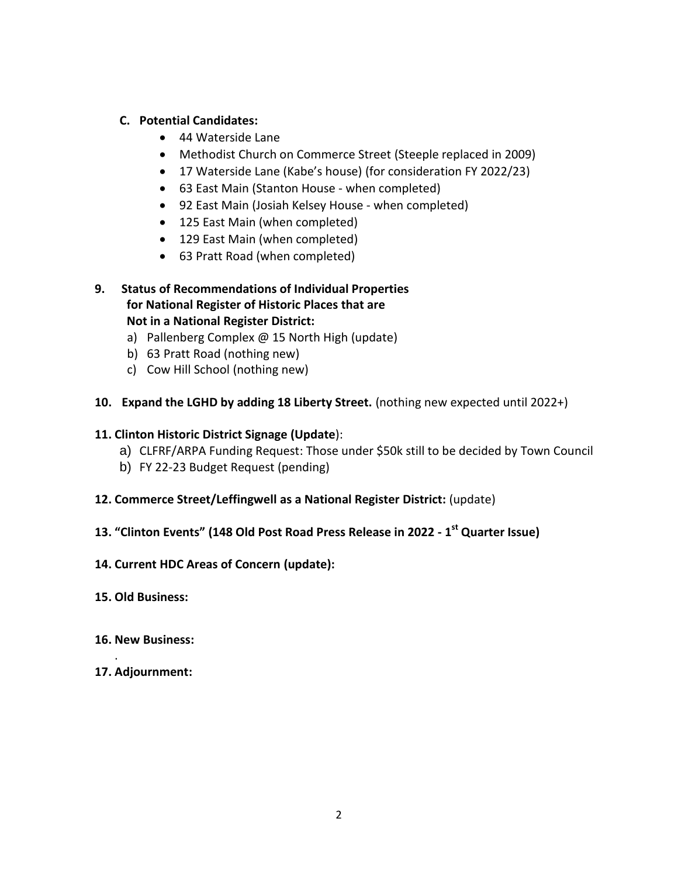**C. Potential Candidates:**

- 44 Waterside Lane
- Methodist Church on Commerce Street (Steeple replaced in 2009)
- 17 Waterside Lane (Kabe's house) (for consideration FY 2022/23)
- 63 East Main (Stanton House - when completed)
- 92 East Main (Josiah Kelsey House - when completed)
- 125 East Main (when completed)
- 129 East Main (when completed)
- 63 Pratt Road (when completed)

**9. Status of Recommendations of Individual Properties for National Register of Historic Places that are Not in a National Register District:**

a) Pallenberg Complex @ 15 North High (update)
b) 63 Pratt Road (nothing new)
c) Cow Hill School (nothing new)

**10. Expand the LGHD by adding 18 Liberty Street.** (nothing new expected until 2022+)

**11. Clinton Historic District Signage (Update**):

a) CLFRF/ARPA Funding Request: Those under $50k still to be decided by Town Council
b) FY 22-23 Budget Request (pending)

**12. Commerce Street/Leffingwell as a National Register District:** (update)

**13. "Clinton Events" (148 Old Post Road Press Release in 2022 - 1st Quarter Issue)**

**14. Current HDC Areas of Concern (update):**

**15. Old Business:**

**16. New Business:**

**17. Adjournment:**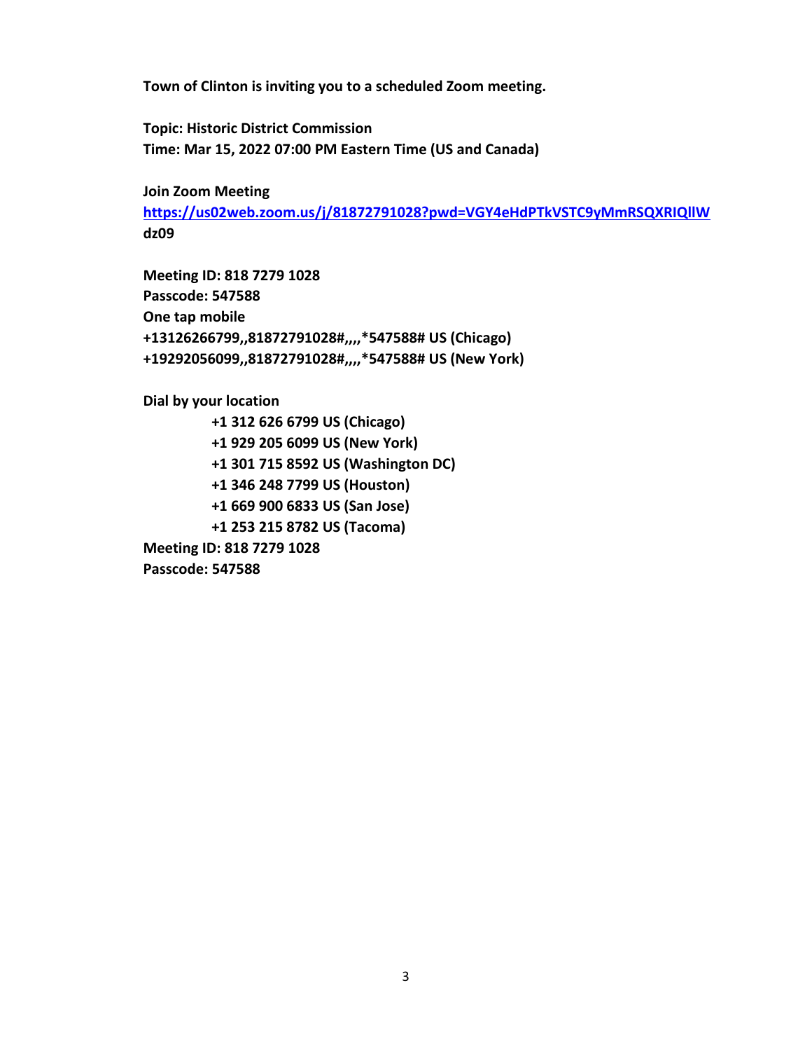**Town of Clinton is inviting you to a scheduled Zoom meeting.**

**Topic: Historic District Commission**
**Time: Mar 15, 2022 07:00 PM Eastern Time (US and Canada)**

**Join Zoom Meeting**
**https://us02web.zoom.us/j/81872791028?pwd=VGY4eHdPTkVSTC9yMmRSQXRIQllW dz09**

**Meeting ID: 818 7279 1028**
**Passcode: 547588**
**One tap mobile**
**+13126266799,,81872791028#,,,,*547588# US (Chicago)**
**+19292056099,,81872791028#,,,,*547588# US (New York)**

**Dial by your location**

**+1 312 626 6799 US (Chicago)**
**+1 929 205 6099 US (New York)**
**+1 301 715 8592 US (Washington DC)**
**+1 346 248 7799 US (Houston)**
**+1 669 900 6833 US (San Jose)**
**+1 253 215 8782 US (Tacoma)**

**Meeting ID: 818 7279 1028**
**Passcode: 547588**